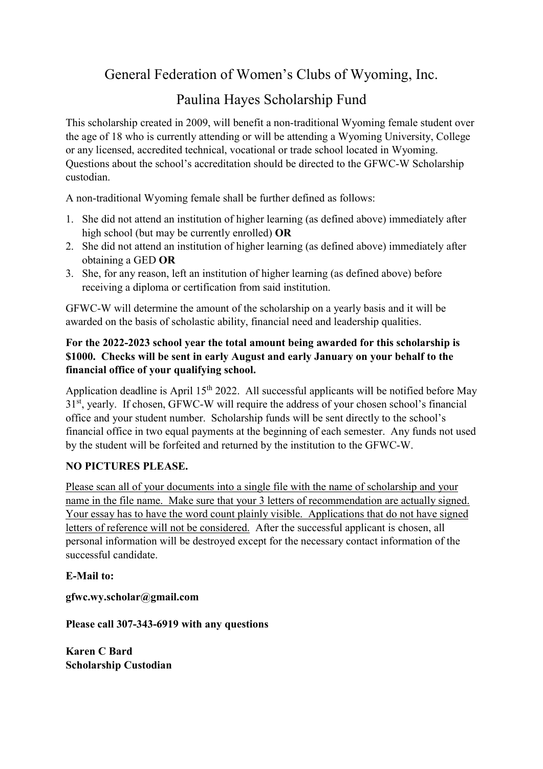# General Federation of Women's Clubs of Wyoming, Inc.

## Paulina Hayes Scholarship Fund

This scholarship created in 2009, will benefit a non-traditional Wyoming female student over the age of 18 who is currently attending or will be attending a Wyoming University, College or any licensed, accredited technical, vocational or trade school located in Wyoming. Questions about the school's accreditation should be directed to the GFWC-W Scholarship custodian.

A non-traditional Wyoming female shall be further defined as follows:

1. She did not attend an institution of higher learning (as defined above) immediately after high school (but may be currently enrolled) **OR**
2. She did not attend an institution of higher learning (as defined above) immediately after obtaining a GED **OR**
3. She, for any reason, left an institution of higher learning (as defined above) before receiving a diploma or certification from said institution.

GFWC-W will determine the amount of the scholarship on a yearly basis and it will be awarded on the basis of scholastic ability, financial need and leadership qualities.

**For the 2022-2023 school year the total amount being awarded for this scholarship is $1000. Checks will be sent in early August and early January on your behalf to the financial office of your qualifying school.**

Application deadline is April 15th 2022. All successful applicants will be notified before May 31st, yearly. If chosen, GFWC-W will require the address of your chosen school's financial office and your student number. Scholarship funds will be sent directly to the school's financial office in two equal payments at the beginning of each semester. Any funds not used by the student will be forfeited and returned by the institution to the GFWC-W.

**NO PICTURES PLEASE.**

Please scan all of your documents into a single file with the name of scholarship and your name in the file name. Make sure that your 3 letters of recommendation are actually signed. Your essay has to have the word count plainly visible. Applications that do not have signed letters of reference will not be considered. After the successful applicant is chosen, all personal information will be destroyed except for the necessary contact information of the successful candidate.

**E-Mail to:**

**gfwc.wy.scholar@gmail.com**

**Please call 307-343-6919 with any questions**

**Karen C Bard**
**Scholarship Custodian**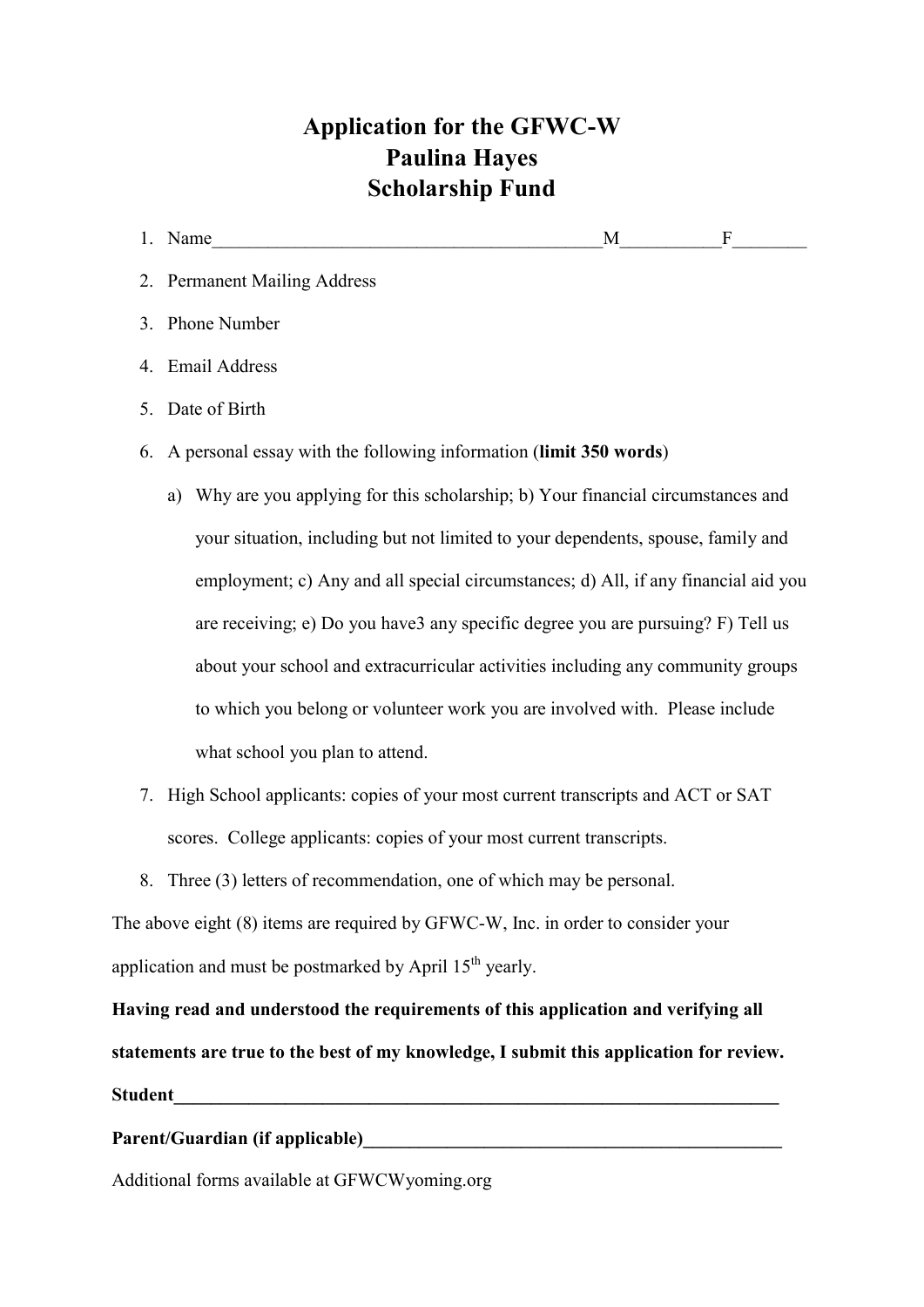# Application for the GFWC-W Paulina Hayes Scholarship Fund

1. Name__________________________________________M__________F________
2. Permanent Mailing Address
3. Phone Number
4. Email Address
5. Date of Birth
6. A personal essay with the following information (**limit 350 words**)
    a) Why are you applying for this scholarship; b) Your financial circumstances and your situation, including but not limited to your dependents, spouse, family and employment; c) Any and all special circumstances; d) All, if any financial aid you are receiving; e) Do you have3 any specific degree you are pursuing? F) Tell us about your school and extracurricular activities including any community groups to which you belong or volunteer work you are involved with. Please include what school you plan to attend.
7. High School applicants: copies of your most current transcripts and ACT or SAT scores. College applicants: copies of your most current transcripts.
8. Three (3) letters of recommendation, one of which may be personal.

The above eight (8) items are required by GFWC-W, Inc. in order to consider your application and must be postmarked by April 15th yearly.

**Having read and understood the requirements of this application and verifying all statements are true to the best of my knowledge, I submit this application for review.**

**Student_____________________________________________________________________**

**Parent/Guardian (if applicable)_______________________________________________**

Additional forms available at GFWCWyoming.org